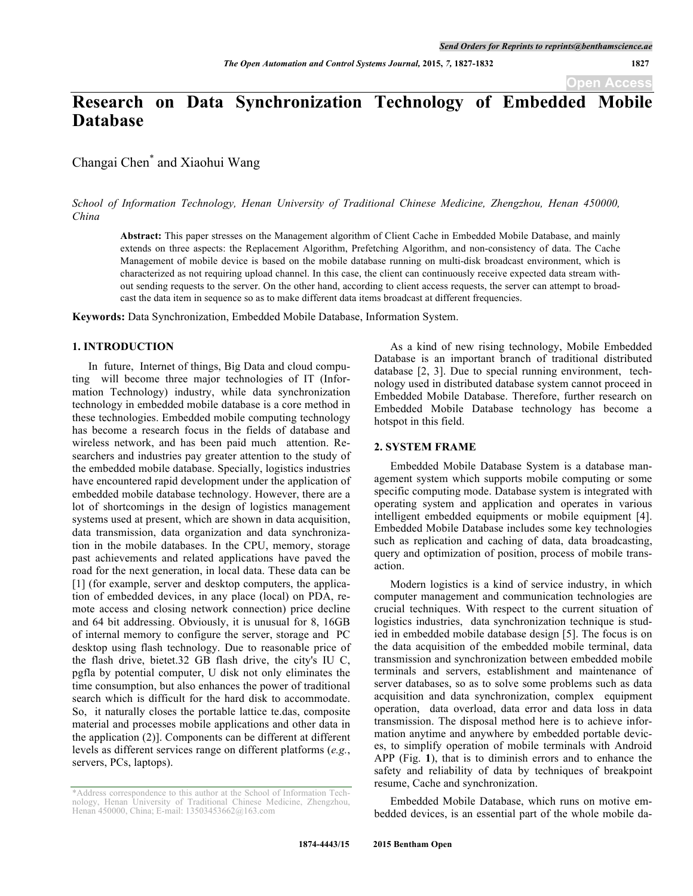# Research on Data Synchronization Technology of Embedded Mobile Database

Changai Chen* and Xiaohui Wang

*School of Information Technology, Henan University of Traditional Chinese Medicine, Zhengzhou, Henan 450000, China*

**Abstract:** This paper stresses on the Management algorithm of Client Cache in Embedded Mobile Database, and mainly extends on three aspects: the Replacement Algorithm, Prefetching Algorithm, and non-consistency of data. The Cache Management of mobile device is based on the mobile database running on multi-disk broadcast environment, which is characterized as not requiring upload channel. In this case, the client can continuously receive expected data stream without sending requests to the server. On the other hand, according to client access requests, the server can attempt to broadcast the data item in sequence so as to make different data items broadcast at different frequencies.

**Keywords:** Data Synchronization, Embedded Mobile Database, Information System.

## 1. INTRODUCTION

In future, Internet of things, Big Data and cloud computing will become three major technologies of IT (Information Technology) industry, while data synchronization technology in embedded mobile database is a core method in these technologies. Embedded mobile computing technology has become a research focus in the fields of database and wireless network, and has been paid much attention. Researchers and industries pay greater attention to the study of the embedded mobile database. Specially, logistics industries have encountered rapid development under the application of embedded mobile database technology. However, there are a lot of shortcomings in the design of logistics management systems used at present, which are shown in data acquisition, data transmission, data organization and data synchronization in the mobile databases. In the CPU, memory, storage past achievements and related applications have paved the road for the next generation, in local data. These data can be [1] (for example, server and desktop computers, the application of embedded devices, in any place (local) on PDA, remote access and closing network connection) price decline and 64 bit addressing. Obviously, it is unusual for 8, 16GB of internal memory to configure the server, storage and PC desktop using flash technology. Due to reasonable price of the flash drive, bietet.32 GB flash drive, the city's IU C, pgfla by potential computer, U disk not only eliminates the time consumption, but also enhances the power of traditional search which is difficult for the hard disk to accommodate. So, it naturally closes the portable lattice te.das, composite material and processes mobile applications and other data in the application (2)]. Components can be different at different levels as different services range on different platforms (*e.g.*, servers, PCs, laptops).

As a kind of new rising technology, Mobile Embedded Database is an important branch of traditional distributed database [2, 3]. Due to special running environment, technology used in distributed database system cannot proceed in Embedded Mobile Database. Therefore, further research on Embedded Mobile Database technology has become a hotspot in this field.

## 2. SYSTEM FRAME

Embedded Mobile Database System is a database management system which supports mobile computing or some specific computing mode. Database system is integrated with operating system and application and operates in various intelligent embedded equipments or mobile equipment [4]. Embedded Mobile Database includes some key technologies such as replication and caching of data, data broadcasting, query and optimization of position, process of mobile transaction.

Modern logistics is a kind of service industry, in which computer management and communication technologies are crucial techniques. With respect to the current situation of logistics industries, data synchronization technique is studied in embedded mobile database design [5]. The focus is on the data acquisition of the embedded mobile terminal, data transmission and synchronization between embedded mobile terminals and servers, establishment and maintenance of server databases, so as to solve some problems such as data acquisition and data synchronization, complex equipment operation, data overload, data error and data loss in data transmission. The disposal method here is to achieve information anytime and anywhere by embedded portable devices, to simplify operation of mobile terminals with Android APP (Fig. **1**), that is to diminish errors and to enhance the safety and reliability of data by techniques of breakpoint resume, Cache and synchronization.

Embedded Mobile Database, which runs on motive embedded devices, is an essential part of the whole mobile da-

*Address correspondence to this author at the School of Information Technology, Henan University of Traditional Chinese Medicine, Zhengzhou, Henan 450000, China; E-mail: 13503453662@163.com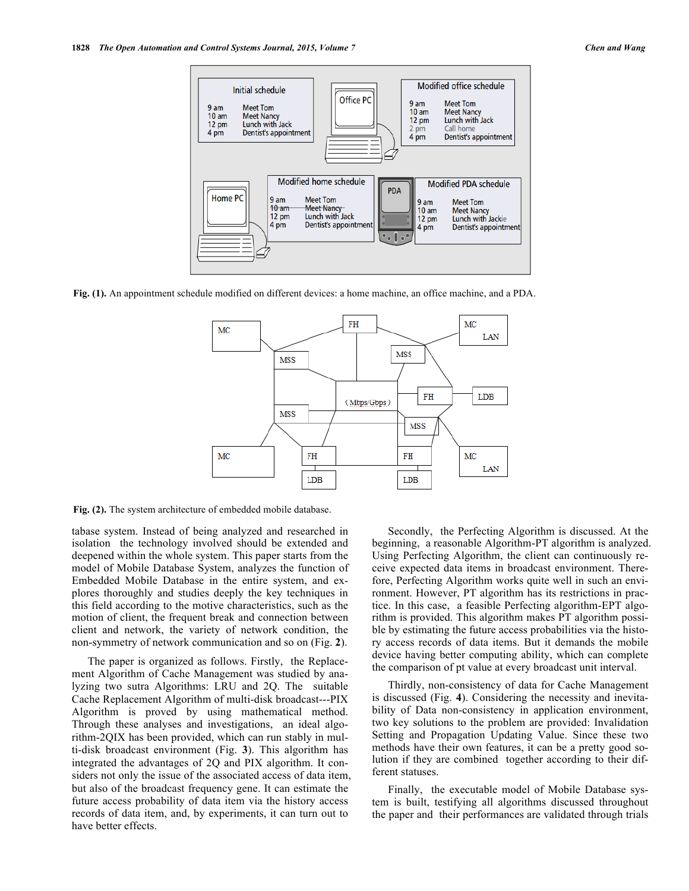Fig. (1). An appointment schedule modified on different devices: a home machine, an office machine, and a PDA.

Fig. (2). The system architecture of embedded mobile database.

tabase system. Instead of being analyzed and researched in isolation the technology involved should be extended and deepened within the whole system. This paper starts from the model of Mobile Database System, analyzes the function of Embedded Mobile Database in the entire system, and explores thoroughly and studies deeply the key techniques in this field according to the motive characteristics, such as the motion of client, the frequent break and connection between client and network, the variety of network condition, the non-symmetry of network communication and so on (Fig. **2**).

The paper is organized as follows. Firstly, the Replacement Algorithm of Cache Management was studied by analyzing two sutra Algorithms: LRU and 2Q. The suitable Cache Replacement Algorithm of multi-disk broadcast---PIX Algorithm is proved by using mathematical method. Through these analyses and investigations, an ideal algorithm-2QIX has been provided, which can run stably in multi-disk broadcast environment (Fig. **3**). This algorithm has integrated the advantages of 2Q and PIX algorithm. It considers not only the issue of the associated access of data item, but also of the broadcast frequency gene. It can estimate the future access probability of data item via the history access records of data item, and, by experiments, it can turn out to have better effects.

Secondly, the Perfecting Algorithm is discussed. At the beginning, a reasonable Algorithm-PT algorithm is analyzed. Using Perfecting Algorithm, the client can continuously receive expected data items in broadcast environment. Therefore, Perfecting Algorithm works quite well in such an environment. However, PT algorithm has its restrictions in practice. In this case, a feasible Perfecting algorithm-EPT algorithm is provided. This algorithm makes PT algorithm possible by estimating the future access probabilities via the history access records of data items. But it demands the mobile device having better computing ability, which can complete the comparison of pt value at every broadcast unit interval.

Thirdly, non-consistency of data for Cache Management is discussed (Fig. **4**). Considering the necessity and inevitability of Data non-consistency in application environment, two key solutions to the problem are provided: Invalidation Setting and Propagation Updating Value. Since these two methods have their own features, it can be a pretty good solution if they are combined together according to their different statuses.

Finally, the executable model of Mobile Database system is built, testifying all algorithms discussed throughout the paper and their performances are validated through trials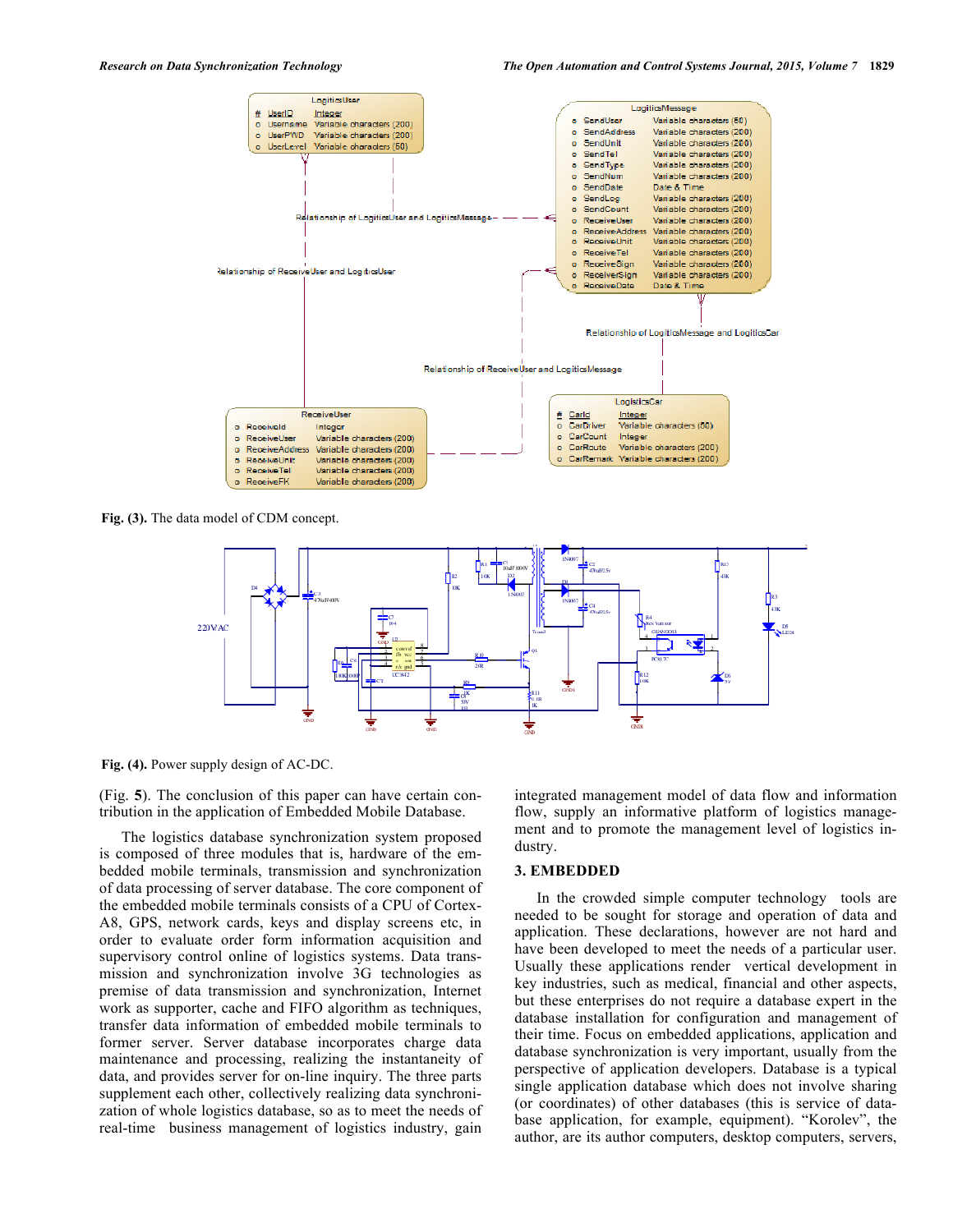Fig. (3). The data model of CDM concept.

Fig. (4). Power supply design of AC-DC.

(Fig. **5**). The conclusion of this paper can have certain contribution in the application of Embedded Mobile Database.

The logistics database synchronization system proposed is composed of three modules that is, hardware of the embedded mobile terminals, transmission and synchronization of data processing of server database. The core component of the embedded mobile terminals consists of a CPU of Cortex-A8, GPS, network cards, keys and display screens etc, in order to evaluate order form information acquisition and supervisory control online of logistics systems. Data transmission and synchronization involve 3G technologies as premise of data transmission and synchronization, Internet work as supporter, cache and FIFO algorithm as techniques, transfer data information of embedded mobile terminals to former server. Server database incorporates charge data maintenance and processing, realizing the instantaneity of data, and provides server for on-line inquiry. The three parts supplement each other, collectively realizing data synchronization of whole logistics database, so as to meet the needs of real-time business management of logistics industry, gain integrated management model of data flow and information flow, supply an informative platform of logistics management and to promote the management level of logistics industry.

## 3. EMBEDDED

In the crowded simple computer technology tools are needed to be sought for storage and operation of data and application. These declarations, however are not hard and have been developed to meet the needs of a particular user. Usually these applications render vertical development in key industries, such as medical, financial and other aspects, but these enterprises do not require a database expert in the database installation for configuration and management of their time. Focus on embedded applications, application and database synchronization is very important, usually from the perspective of application developers. Database is a typical single application database which does not involve sharing (or coordinates) of other databases (this is service of database application, for example, equipment). "Korolev", the author, are its author computers, desktop computers, servers,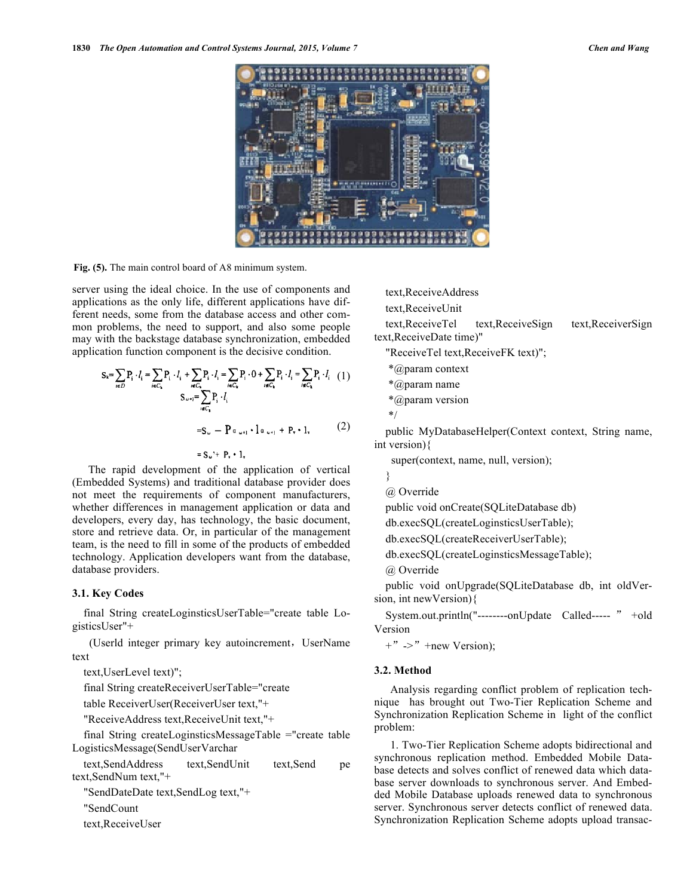Fig. (5). The main control board of A8 minimum system.

server using the ideal choice. In the use of components and applications as the only life, different applications have different needs, some from the database access and other common problems, the need to support, and also some people may with the backstage database synchronization, embedded application function component is the decisive condition.

$$S_k = \sum_{i \in D} P_i \cdot l_i = \sum_{i \in C_k} P_i \cdot l_i + \sum_{i \in C_k} P_i \cdot l_i = \sum_{i \in C_k} P_i \cdot 0 + \sum_{i \in C_k} P_i \cdot l_i = \sum_{i \in C_k} P_i \cdot l_i \quad (1)$$

$$S_{\omega+1} = \sum_{i \in C_k} P_i \cdot l_i$$

$$= S_\omega - P_{a_{\omega+1}} \cdot l_{a_{\omega+1}} + P_v \cdot l_v \quad (2)$$

$$= S_\omega' + P_v \cdot l_v$$

The rapid development of the application of vertical (Embedded Systems) and traditional database provider does not meet the requirements of component manufacturers, whether differences in management application or data and developers, every day, has technology, the basic document, store and retrieve data. Or, in particular of the management team, is the need to fill in some of the products of embedded technology. Application developers want from the database, database providers.

### 3.1. Key Codes

```
final String createLoginsticsUserTable="create table LogisticsUser"+
(Userld integer primary key autoincrement，UserName text
text,UserLevel text)";
final String createReceiverUserTable="create
table ReceiverUser(ReceiverUser text,"+
"ReceiveAddress text,ReceiveUnit text,"+
final String createLoginsticsMessageTable ="create table LogisticsMessage(SendUserVarchar
text,SendAddress text,SendUnit text,Send pe text,SendNum text,"+
"SendDateDate text,SendLog text,"+
"SendCount
text,ReceiveUser
text,ReceiveAddress
text,ReceiveUnit
text,ReceiveTel text,ReceiveSign text,ReceiverSign text,ReceiveDate time)"
"ReceiveTel text,ReceiveFK text)";
 *@param context
 *@param name
 *@param version
 */
public MyDatabaseHelper(Context context, String name, int version){
  super(context, name, null, version);
}
@ Override
public void onCreate(SQLiteDatabase db)
db.execSQL(createLoginsticsUserTable);
db.execSQL(createReceiverUserTable);
db.execSQL(createLoginsticsMessageTable);
@ Override
public void onUpgrade(SQLiteDatabase db, int oldVersion, int newVersion){
System.out.println("--------onUpdate Called----- ” +old Version
+” ->” +new Version);
```

### 3.2. Method

Analysis regarding conflict problem of replication technique has brought out Two-Tier Replication Scheme and Synchronization Replication Scheme in light of the conflict problem:

1. Two-Tier Replication Scheme adopts bidirectional and synchronous replication method. Embedded Mobile Database detects and solves conflict of renewed data which database server downloads to synchronous server. And Embedded Mobile Database uploads renewed data to synchronous server. Synchronous server detects conflict of renewed data. Synchronization Replication Scheme adopts upload transac-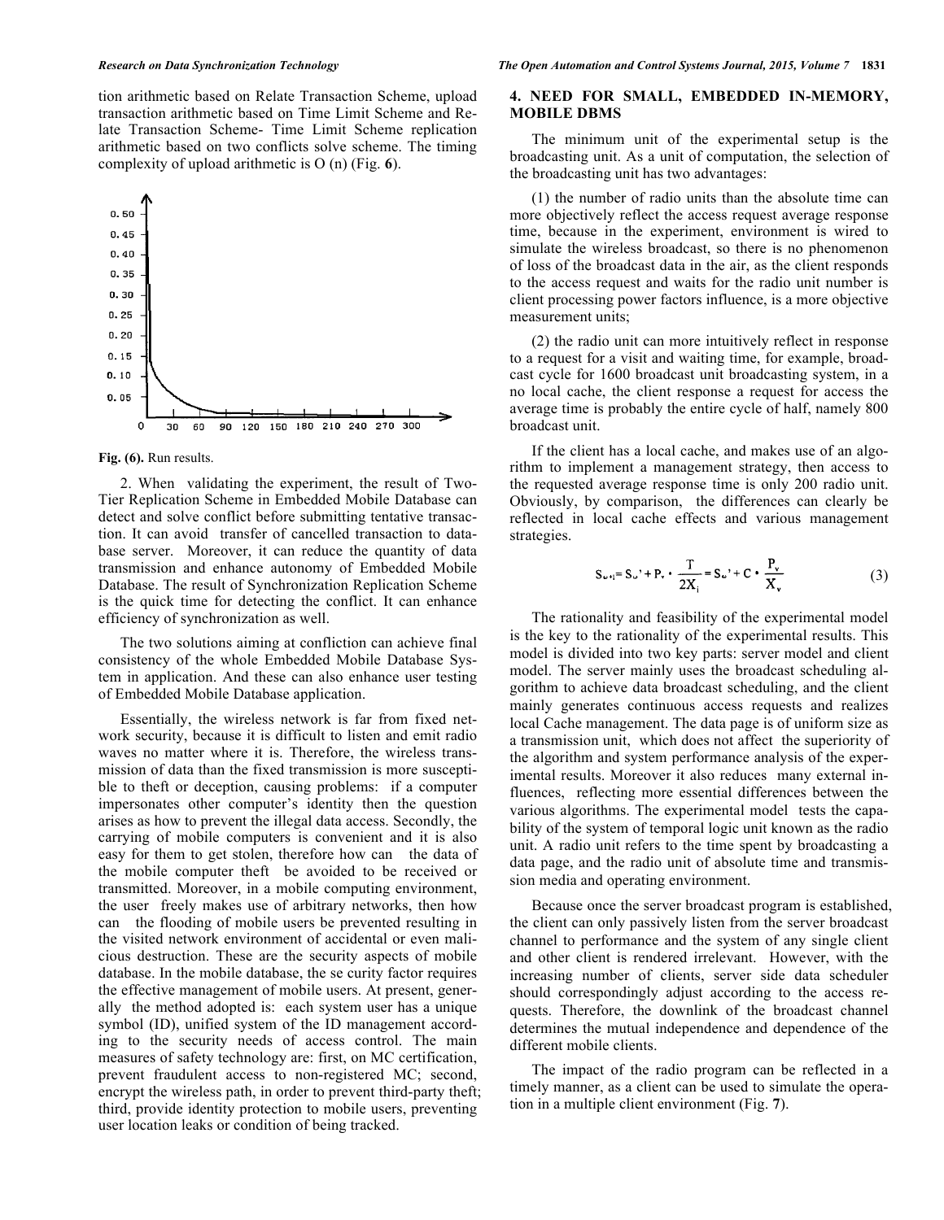tion arithmetic based on Relate Transaction Scheme, upload transaction arithmetic based on Time Limit Scheme and Relate Transaction Scheme- Time Limit Scheme replication arithmetic based on two conflicts solve scheme. The timing complexity of upload arithmetic is O (n) (Fig. **6**).

**Fig. (6).** Run results.

2. When validating the experiment, the result of Two-Tier Replication Scheme in Embedded Mobile Database can detect and solve conflict before submitting tentative transaction. It can avoid transfer of cancelled transaction to database server. Moreover, it can reduce the quantity of data transmission and enhance autonomy of Embedded Mobile Database. The result of Synchronization Replication Scheme is the quick time for detecting the conflict. It can enhance efficiency of synchronization as well.

The two solutions aiming at confliction can achieve final consistency of the whole Embedded Mobile Database System in application. And these can also enhance user testing of Embedded Mobile Database application.

Essentially, the wireless network is far from fixed network security, because it is difficult to listen and emit radio waves no matter where it is. Therefore, the wireless transmission of data than the fixed transmission is more susceptible to theft or deception, causing problems: if a computer impersonates other computer's identity then the question arises as how to prevent the illegal data access. Secondly, the carrying of mobile computers is convenient and it is also easy for them to get stolen, therefore how can the data of the mobile computer theft be avoided to be received or transmitted. Moreover, in a mobile computing environment, the user freely makes use of arbitrary networks, then how can the flooding of mobile users be prevented resulting in the visited network environment of accidental or even malicious destruction. These are the security aspects of mobile database. In the mobile database, the se curity factor requires the effective management of mobile users. At present, generally the method adopted is: each system user has a unique symbol (ID), unified system of the ID management according to the security needs of access control. The main measures of safety technology are: first, on MC certification, prevent fraudulent access to non-registered MC; second, encrypt the wireless path, in order to prevent third-party theft; third, provide identity protection to mobile users, preventing user location leaks or condition of being tracked.

## 4. NEED FOR SMALL, EMBEDDED IN-MEMORY, MOBILE DBMS

The minimum unit of the experimental setup is the broadcasting unit. As a unit of computation, the selection of the broadcasting unit has two advantages:

(1) the number of radio units than the absolute time can more objectively reflect the access request average response time, because in the experiment, environment is wired to simulate the wireless broadcast, so there is no phenomenon of loss of the broadcast data in the air, as the client responds to the access request and waits for the radio unit number is client processing power factors influence, is a more objective measurement units;

(2) the radio unit can more intuitively reflect in response to a request for a visit and waiting time, for example, broadcast cycle for 1600 broadcast unit broadcasting system, in a no local cache, the client response a request for access the average time is probably the entire cycle of half, namely 800 broadcast unit.

If the client has a local cache, and makes use of an algorithm to implement a management strategy, then access to the requested average response time is only 200 radio unit. Obviously, by comparison, the differences can clearly be reflected in local cache effects and various management strategies.

$$S_{\omega+1} = S_{\omega}' + P_v \cdot \frac{T}{2X_i} = S_{\omega}' + C \cdot \frac{P_v}{X_v} \tag{3}$$

The rationality and feasibility of the experimental model is the key to the rationality of the experimental results. This model is divided into two key parts: server model and client model. The server mainly uses the broadcast scheduling algorithm to achieve data broadcast scheduling, and the client mainly generates continuous access requests and realizes local Cache management. The data page is of uniform size as a transmission unit, which does not affect the superiority of the algorithm and system performance analysis of the experimental results. Moreover it also reduces many external influences, reflecting more essential differences between the various algorithms. The experimental model tests the capability of the system of temporal logic unit known as the radio unit. A radio unit refers to the time spent by broadcasting a data page, and the radio unit of absolute time and transmission media and operating environment.

Because once the server broadcast program is established, the client can only passively listen from the server broadcast channel to performance and the system of any single client and other client is rendered irrelevant. However, with the increasing number of clients, server side data scheduler should correspondingly adjust according to the access requests. Therefore, the downlink of the broadcast channel determines the mutual independence and dependence of the different mobile clients.

The impact of the radio program can be reflected in a timely manner, as a client can be used to simulate the operation in a multiple client environment (Fig. **7**).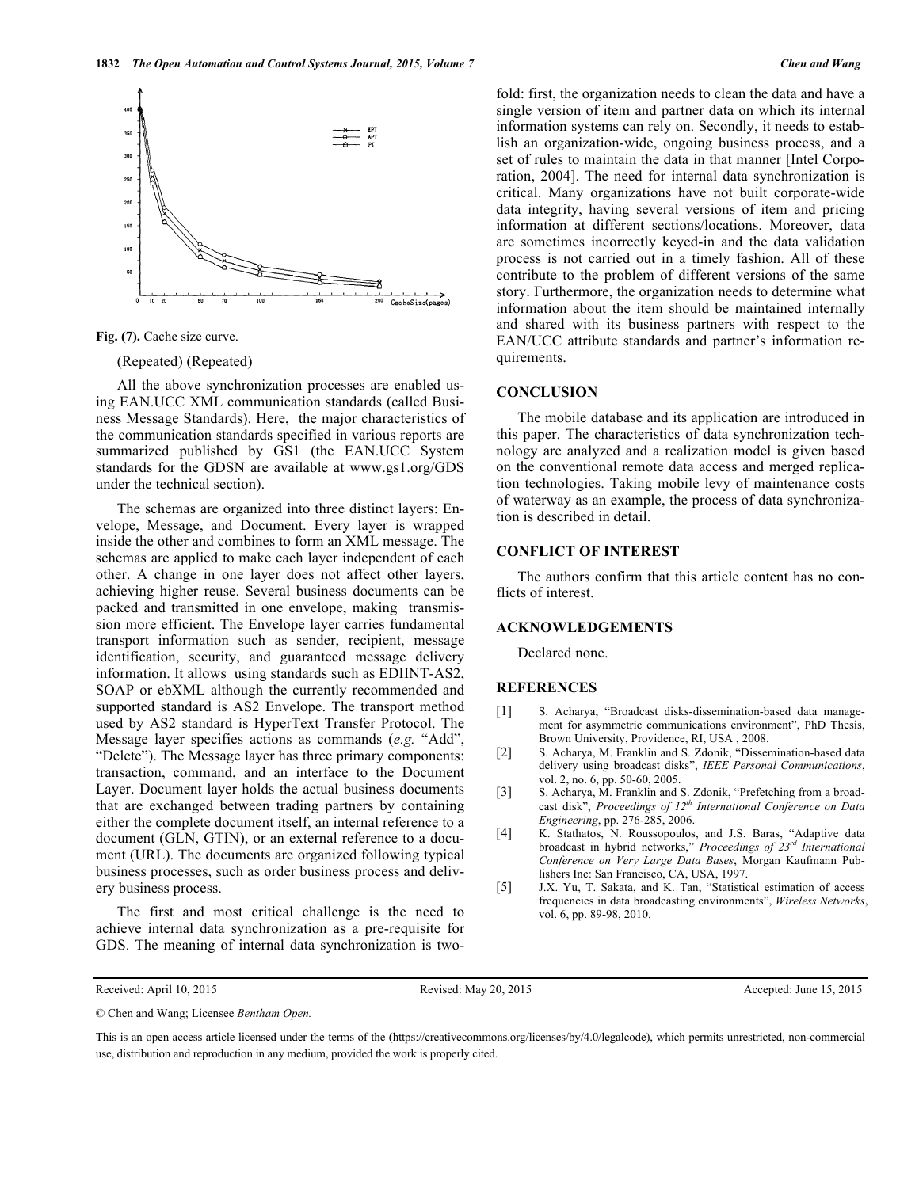400

350

300

250

200

150

100

50

0 10 20 50 70 100 150 200 CacheSize(pages)

EPT
APT
PT

**Fig. (7).** Cache size curve.

(Repeated) (Repeated)

All the above synchronization processes are enabled using EAN.UCC XML communication standards (called Business Message Standards). Here, the major characteristics of the communication standards specified in various reports are summarized published by GS1 (the EAN.UCC System standards for the GDSN are available at www.gs1.org/GDS under the technical section).

The schemas are organized into three distinct layers: Envelope, Message, and Document. Every layer is wrapped inside the other and combines to form an XML message. The schemas are applied to make each layer independent of each other. A change in one layer does not affect other layers, achieving higher reuse. Several business documents can be packed and transmitted in one envelope, making transmission more efficient. The Envelope layer carries fundamental transport information such as sender, recipient, message identification, security, and guaranteed message delivery information. It allows using standards such as EDIINT-AS2, SOAP or ebXML although the currently recommended and supported standard is AS2 Envelope. The transport method used by AS2 standard is HyperText Transfer Protocol. The Message layer specifies actions as commands (*e.g.* "Add", "Delete"). The Message layer has three primary components: transaction, command, and an interface to the Document Layer. Document layer holds the actual business documents that are exchanged between trading partners by containing either the complete document itself, an internal reference to a document (GLN, GTIN), or an external reference to a document (URL). The documents are organized following typical business processes, such as order business process and delivery business process.

The first and most critical challenge is the need to achieve internal data synchronization as a pre-requisite for GDS. The meaning of internal data synchronization is two-fold: first, the organization needs to clean the data and have a single version of item and partner data on which its internal information systems can rely on. Secondly, it needs to establish an organization-wide, ongoing business process, and a set of rules to maintain the data in that manner [Intel Corporation, 2004]. The need for internal data synchronization is critical. Many organizations have not built corporate-wide data integrity, having several versions of item and pricing information at different sections/locations. Moreover, data are sometimes incorrectly keyed-in and the data validation process is not carried out in a timely fashion. All of these contribute to the problem of different versions of the same story. Furthermore, the organization needs to determine what information about the item should be maintained internally and shared with its business partners with respect to the EAN/UCC attribute standards and partner's information requirements.

## CONCLUSION

The mobile database and its application are introduced in this paper. The characteristics of data synchronization technology are analyzed and a realization model is given based on the conventional remote data access and merged replication technologies. Taking mobile levy of maintenance costs of waterway as an example, the process of data synchronization is described in detail.

## CONFLICT OF INTEREST

The authors confirm that this article content has no conflicts of interest.

## ACKNOWLEDGEMENTS

Declared none.

## REFERENCES

[1] S. Acharya, "Broadcast disks-dissemination-based data management for asymmetric communications environment", PhD Thesis, Brown University, Providence, RI, USA , 2008.

[2] S. Acharya, M. Franklin and S. Zdonik, "Dissemination-based data delivery using broadcast disks", *IEEE Personal Communications*, vol. 2, no. 6, pp. 50-60, 2005.

[3] S. Acharya, M. Franklin and S. Zdonik, "Prefetching from a broadcast disk", *Proceedings of 12th International Conference on Data Engineering*, pp. 276-285, 2006.

[4] K. Stathatos, N. Roussopoulos, and J.S. Baras, "Adaptive data broadcast in hybrid networks," *Proceedings of 23rd International Conference on Very Large Data Bases*, Morgan Kaufmann Publishers Inc: San Francisco, CA, USA, 1997.

[5] J.X. Yu, T. Sakata, and K. Tan, "Statistical estimation of access frequencies in data broadcasting environments", *Wireless Networks*, vol. 6, pp. 89-98, 2010.

Received: April 10, 2015 Revised: May 20, 2015 Accepted: June 15, 2015

© Chen and Wang; Licensee *Bentham Open.*

This is an open access article licensed under the terms of the (https://creativecommons.org/licenses/by/4.0/legalcode), which permits unrestricted, non-commercial use, distribution and reproduction in any medium, provided the work is properly cited.